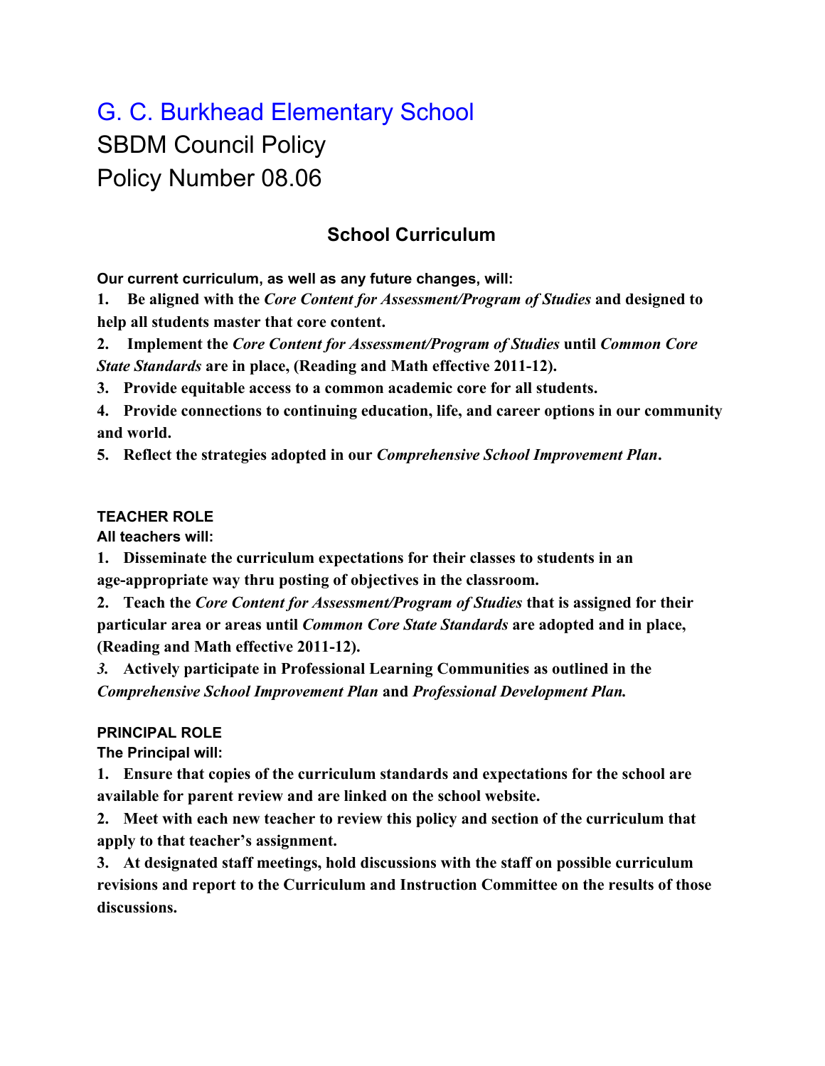# G. C. Burkhead Elementary School

SBDM Council Policy

Policy Number 08.06

## School Curriculum

**Our current curriculum, as well as any future changes, will:**

1. **Be aligned with the *Core Content for Assessment/Program of Studies* and designed to help all students master that core content.**
2. **Implement the *Core Content for Assessment/Program of Studies* until *Common Core State Standards* are in place, (Reading and Math effective 2011-12).**
3. **Provide equitable access to a common academic core for all students.**
4. **Provide connections to continuing education, life, and career options in our community and world.**
5. **Reflect the strategies adopted in our *Comprehensive School Improvement Plan*.**

### TEACHER ROLE

**All teachers will:**

1. **Disseminate the curriculum expectations for their classes to students in an age-appropriate way thru posting of objectives in the classroom.**
2. **Teach the *Core Content for Assessment/Program of Studies* that is assigned for their particular area or areas until *Common Core State Standards* are adopted and in place, (Reading and Math effective 2011-12).**
3. **Actively participate in Professional Learning Communities as outlined in the *Comprehensive School Improvement Plan* and *Professional Development Plan.***

### PRINCIPAL ROLE

**The Principal will:**

1. **Ensure that copies of the curriculum standards and expectations for the school are available for parent review and are linked on the school website.**
2. **Meet with each new teacher to review this policy and section of the curriculum that apply to that teacher's assignment.**
3. **At designated staff meetings, hold discussions with the staff on possible curriculum revisions and report to the Curriculum and Instruction Committee on the results of those discussions.**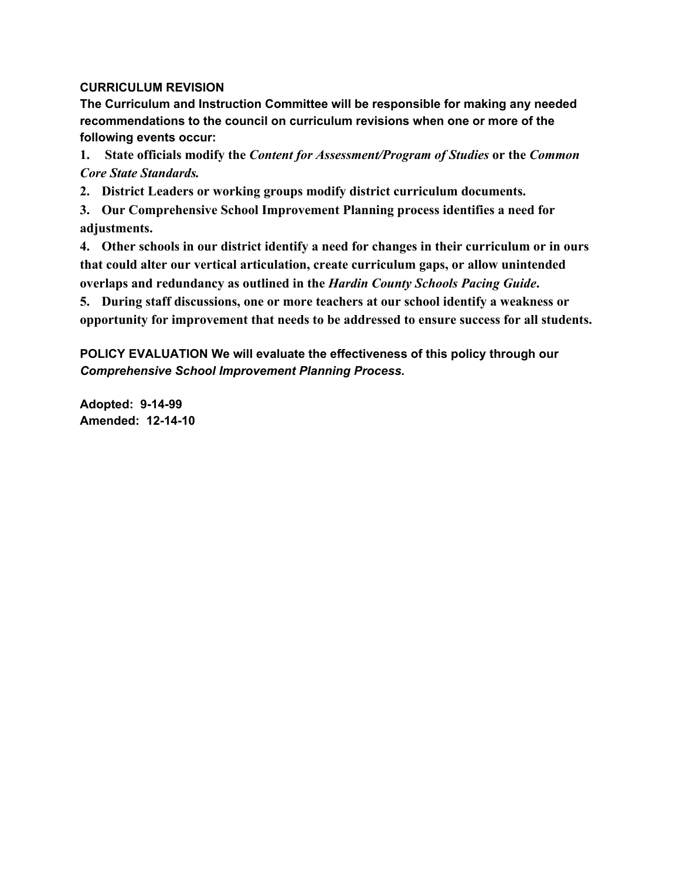**CURRICULUM REVISION**

**The Curriculum and Instruction Committee will be responsible for making any needed recommendations to the council on curriculum revisions when one or more of the following events occur:**

1. **State officials modify the *Content for Assessment/Program of Studies* or the *Common Core State Standards.***
2. **District Leaders or working groups modify district curriculum documents.**
3. **Our Comprehensive School Improvement Planning process identifies a need for adjustments.**
4. **Other schools in our district identify a need for changes in their curriculum or in ours that could alter our vertical articulation, create curriculum gaps, or allow unintended overlaps and redundancy as outlined in the *Hardin County Schools Pacing Guide*.**
5. **During staff discussions, one or more teachers at our school identify a weakness or opportunity for improvement that needs to be addressed to ensure success for all students.**

**POLICY EVALUATION We will evaluate the effectiveness of this policy through our *Comprehensive School Improvement Planning Process.***

**Adopted: 9-14-99**
**Amended: 12-14-10**